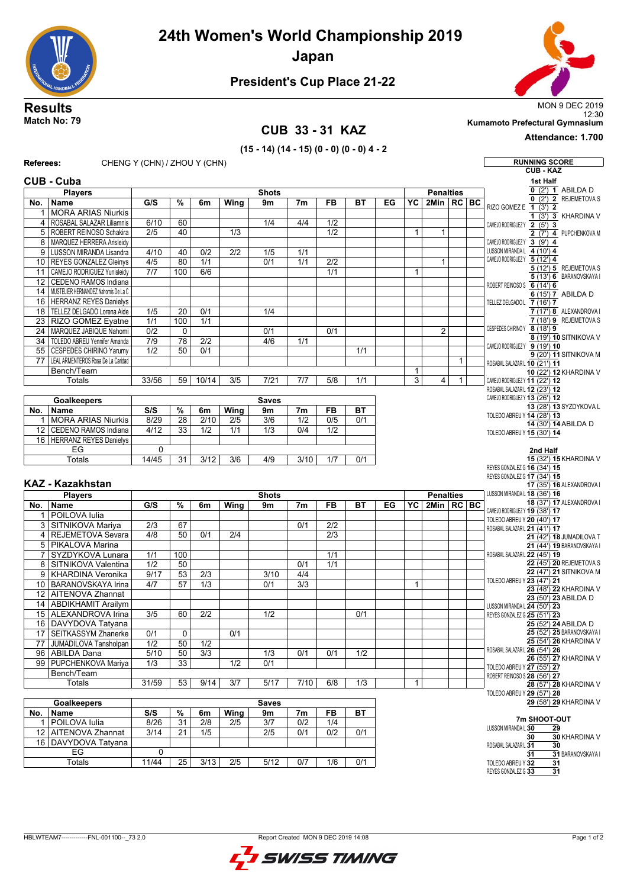# 24th Women's World Championship 2019

## Japan

### President's Cup Place 21-22

**Results**
**Match No: 79**

MON 9 DEC 2019
12:30
**Kumamoto Prefectural Gymnasium**
**Attendance: 1.700**

## CUB 33 - 31 KAZ

**(15 - 14) (14 - 15) (0 - 0) (0 - 0) 4 - 2**

**Referees:** CHENG Y (CHN) / ZHOU Y (CHN)

### CUB - Cuba

| No. | Name | G/S | % | 6m | Wing | 9m | 7m | FB | BT | EG | YC | 2Min | RC | BC |
|---|---|---|---|---|---|---|---|---|---|---|---|---|---|---|
| 1 | MORA ARIAS Niurkis | | | | | | | | | | | | | |
| 4 | ROSABAL SALAZAR Liliamnis | 6/10 | 60 | | | 1/4 | 4/4 | 1/2 | | | | | | |
| 5 | ROBERT REINOSO Schakira | 2/5 | 40 | | 1/3 | | | 1/2 | | | 1 | 1 | | |
| 8 | MARQUEZ HERRERA Arisleidy | | | | | | | | | | | | | |
| 9 | LUSSON MIRANDA Lisandra | 4/10 | 40 | 0/2 | 2/2 | 1/5 | 1/1 | | | | | | | |
| 10 | REYES GONZALEZ Gleinys | 4/5 | 80 | 1/1 | | 0/1 | 1/1 | 2/2 | | | | 1 | | |
| 11 | CAMEJO RODRIGUEZ Yunisleidy | 7/7 | 100 | 6/6 | | | | 1/1 | | | 1 | | | |
| 12 | CEDENO RAMOS Indiana | | | | | | | | | | | | | |
| 14 | MUSTELIER HERNANDEZ Nahomis De La C | | | | | | | | | | | | | |
| 16 | HERRANZ REYES Danielys | | | | | | | | | | | | | |
| 18 | TELLEZ DELGADO Lorena Aide | 1/5 | 20 | 0/1 | | 1/4 | | | | | | | | |
| 23 | RIZO GOMEZ Eyatne | 1/1 | 100 | 1/1 | | | | | | | | | | |
| 24 | MARQUEZ JABIQUE Nahomi | 0/2 | 0 | | | 0/1 | | 0/1 | | | | 2 | | |
| 34 | TOLEDO ABREU Yennifer Amanda | 7/9 | 78 | 2/2 | | 4/6 | 1/1 | | | | | | | |
| 55 | CESPEDES CHIRINO Yarumy | 1/2 | 50 | 0/1 | | | | | 1/1 | | | | | |
| 77 | LEAL ARMENTEROS Rosa De La Caridad | | | | | | | | | | | | 1 | |
| | Bench/Team | | | | | | | | | | 1 | | | |
| | Totals | 33/56 | 59 | 10/14 | 3/5 | 7/21 | 7/7 | 5/8 | 1/1 | | 3 | 4 | 1 | |

| No. | Goalkeepers | S/S | % | 6m | Wing | 9m | 7m | FB | BT |
|---|---|---|---|---|---|---|---|---|---|
| 1 | MORA ARIAS Niurkis | 8/29 | 28 | 2/10 | 2/5 | 3/6 | 1/2 | 0/5 | 0/1 |
| 12 | CEDENO RAMOS Indiana | 4/12 | 33 | 1/2 | 1/1 | 1/3 | 0/4 | 1/2 | |
| 16 | HERRANZ REYES Danielys | | | | | | | | |
| | EG | 0 | | | | | | | |
| | Totals | 14/45 | 31 | 3/12 | 3/6 | 4/9 | 3/10 | 1/7 | 0/1 |

### KAZ - Kazakhstan

| No. | Name | G/S | % | 6m | Wing | 9m | 7m | FB | BT | EG | YC | 2Min | RC | BC |
|---|---|---|---|---|---|---|---|---|---|---|---|---|---|---|
| 1 | POILOVA Iulia | | | | | | | | | | | | | |
| 3 | SITNIKOVA Mariya | 2/3 | 67 | | | | 0/1 | 2/2 | | | | | | |
| 4 | REJEMETOVA Sevara | 4/8 | 50 | 0/1 | 2/4 | | | 2/3 | | | | | | |
| 5 | PIKALOVA Marina | | | | | | | | | | | | | |
| 7 | SYZDYKOVA Lunara | 1/1 | 100 | | | | | 1/1 | | | | | | |
| 8 | SITNIKOVA Valentina | 1/2 | 50 | | | | 0/1 | 1/1 | | | | | | |
| 9 | KHARDINA Veronika | 9/17 | 53 | 2/3 | | 3/10 | 4/4 | | | | | | | |
| 10 | BARANOVSKAYA Irina | 4/7 | 57 | 1/3 | | 0/1 | 3/3 | | | | 1 | | | |
| 12 | AITENOVA Zhannat | | | | | | | | | | | | | |
| 14 | ABDIKHAMIT Arailym | | | | | | | | | | | | | |
| 15 | ALEXANDROVA Irina | 3/5 | 60 | 2/2 | | 1/2 | | | 0/1 | | | | | |
| 16 | DAVYDOVA Tatyana | | | | | | | | | | | | | |
| 17 | SEITKASSYM Zhanerke | 0/1 | 0 | | 0/1 | | | | | | | | | |
| 77 | JUMADILOVA Tansholpan | 1/2 | 50 | 1/2 | | | | | | | | | | |
| 96 | ABILDA Dana | 5/10 | 50 | 3/3 | | 1/3 | 0/1 | 0/1 | 1/2 | | | | | |
| 99 | PUPCHENKOVA Mariya | 1/3 | 33 | | 1/2 | 0/1 | | | | | | | | |
| | Bench/Team | | | | | | | | | | | | | |
| | Totals | 31/59 | 53 | 9/14 | 3/7 | 5/17 | 7/10 | 6/8 | 1/3 | | 1 | | | |

| No. | Goalkeepers | S/S | % | 6m | Wing | 9m | 7m | FB | BT |
|---|---|---|---|---|---|---|---|---|---|
| 1 | POILOVA Iulia | 8/26 | 31 | 2/8 | 2/5 | 3/7 | 0/2 | 1/4 | |
| 12 | AITENOVA Zhannat | 3/14 | 21 | 1/5 | | 2/5 | 0/1 | 0/2 | 0/1 |
| 16 | DAVYDOVA Tatyana | | | | | | | | |
| | EG | 0 | | | | | | | |
| | Totals | 11/44 | 25 | 3/13 | 2/5 | 5/12 | 0/7 | 1/6 | 0/1 |

### RUNNING SCORE
**CUB - KAZ**

**1st Half**

| CUB | Score | KAZ |
|---|---|---|
| | 0 (2') 1 | ABILDA D |
| | 0 (2') 2 | REJEMETOVA S |
| RIZO GOMEZ E | 1 (3') 2 | |
| | 1 (3') 3 | KHARDINA V |
| CAMEJO RODRIGUEZ Y | 2 (5') 3 | |
| | 2 (7') 4 | PUPCHENKOVA M |
| CAMEJO RODRIGUEZ Y | 3 (9') 4 | |
| LUSSON MIRANDA L | 4 (10') 4 | |
| CAMEJO RODRIGUEZ Y | 5 (12') 4 | |
| | 5 (12') 5 | REJEMETOVA S |
| | 5 (13') 6 | BARANOVSKAYA I |
| ROBERT REINOSO S | 6 (14') 6 | |
| | 6 (15') 7 | ABILDA D |
| TELLEZ DELGADO L | 7 (16') 7 | |
| | 7 (17') 8 | ALEXANDROVA I |
| | 7 (18') 9 | REJEMETOVA S |
| CESPEDES CHIRINO Y | 8 (18') 9 | |
| | 8 (19') 10 | SITNIKOVA V |
| CAMEJO RODRIGUEZ Y | 9 (19') 10 | |
| | 9 (20') 11 | SITNIKOVA M |
| ROSABAL SALAZAR L | 10 (21') 11 | |
| | 10 (22') 12 | KHARDINA V |
| CAMEJO RODRIGUEZ Y | 11 (22') 12 | |
| ROSABAL SALAZAR L | 12 (23') 12 | |
| CAMEJO RODRIGUEZ Y | 13 (26') 12 | |
| | 13 (28') 13 | SYZDYKOVA L |
| TOLEDO ABREU Y | 14 (28') 13 | |
| | 14 (30') 14 | ABILDA D |
| TOLEDO ABREU Y | 15 (30') 14 | |

**2nd Half**

| CUB | Score | KAZ |
|---|---|---|
| | 15 (32') 15 | KHARDINA V |
| REYES GONZALEZ G | 16 (34') 15 | |
| REYES GONZALEZ G | 17 (34') 15 | |
| | 17 (35') 16 | ALEXANDROVA I |
| LUSSON MIRANDA L | 18 (36') 16 | |
| | 18 (37') 17 | ALEXANDROVA I |
| CAMEJO RODRIGUEZ Y | 19 (38') 17 | |
| TOLEDO ABREU Y | 20 (40') 17 | |
| ROSABAL SALAZAR L | 21 (41') 17 | |
| | 21 (42') 18 | JUMADILOVA T |
| | 21 (44') 19 | BARANOVSKAYA I |
| ROSABAL SALAZAR L | 22 (45') 19 | |
| | 22 (45') 20 | REJEMETOVA S |
| | 22 (47') 21 | SITNIKOVA M |
| TOLEDO ABREU Y | 23 (47') 21 | |
| | 23 (48') 22 | KHARDINA V |
| | 23 (50') 23 | ABILDA D |
| LUSSON MIRANDA L | 24 (50') 23 | |
| REYES GONZALEZ G | 25 (51') 23 | |
| | 25 (52') 24 | ABILDA D |
| | 25 (52') 25 | BARANOVSKAYA I |
| | 25 (54') 26 | KHARDINA V |
| ROSABAL SALAZAR L | 26 (54') 26 | |
| | 26 (55') 27 | KHARDINA V |
| TOLEDO ABREU Y | 27 (55') 27 | |
| ROBERT REINOSO S | 28 (56') 27 | |
| | 28 (57') 28 | KHARDINA V |
| TOLEDO ABREU Y | 29 (57') 28 | |
| | 29 (58') 29 | KHARDINA V |

**7m SHOOT-OUT**

| CUB | Score | KAZ |
|---|---|---|
| LUSSON MIRANDA L | 30 - 29 | |
| | 30 - 30 | KHARDINA V |
| ROSABAL SALAZAR L | 31 - 30 | |
| | 31 - 31 | BARANOVSKAYA I |
| TOLEDO ABREU Y | 32 - 31 | |
| REYES GONZALEZ G | 33 - 31 | |

HBLWTEAM7--------------FNL-001100--_73 2.0 Report Created MON 9 DEC 2019 14:08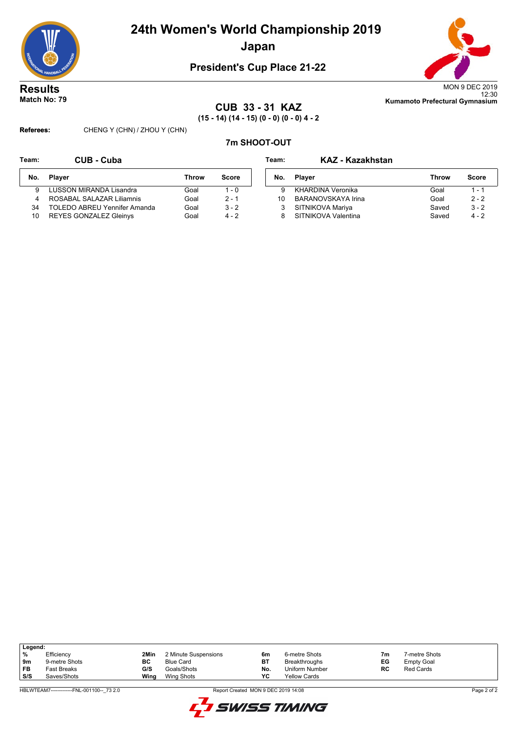# 24th Women's World Championship 2019

## Japan

### President's Cup Place 21-22

**Results**
**Match No: 79**

MON 9 DEC 2019
12:30
**Kumamoto Prefectural Gymnasium**

## CUB 33 - 31 KAZ

**(15 - 14) (14 - 15) (0 - 0) (0 - 0) 4 - 2**

**Referees:** CHENG Y (CHN) / ZHOU Y (CHN)

### 7m SHOOT-OUT

**Team:** CUB - Cuba

| No. | Player | Throw | Score |
|---|---|---|---|
| 9 | LUSSON MIRANDA Lisandra | Goal | 1 - 0 |
| 4 | ROSABAL SALAZAR Liliamnis | Goal | 2 - 1 |
| 34 | TOLEDO ABREU Yennifer Amanda | Goal | 3 - 2 |
| 10 | REYES GONZALEZ Gleinys | Goal | 4 - 2 |

**Team:** KAZ - Kazakhstan

| No. | Player | Throw | Score |
|---|---|---|---|
| 9 | KHARDINA Veronika | Goal | 1 - 1 |
| 10 | BARANOVSKAYA Irina | Goal | 2 - 2 |
| 3 | SITNIKOVA Mariya | Saved | 3 - 2 |
| 8 | SITNIKOVA Valentina | Saved | 4 - 2 |

**Legend:**

| | | | | | | | |
|---|---|---|---|---|---|---|---|
| % | Efficiency | 2Min | 2 Minute Suspensions | 6m | 6-metre Shots | 7m | 7-metre Shots |
| 9m | 9-metre Shots | BC | Blue Card | BT | Breakthroughs | EG | Empty Goal |
| FB | Fast Breaks | G/S | Goals/Shots | No. | Uniform Number | RC | Red Cards |
| S/S | Saves/Shots | Wing | Wing Shots | YC | Yellow Cards | | |

HBLWTEAM7-------------FNL-001100--_73 2.0    Report Created MON 9 DEC 2019 14:08